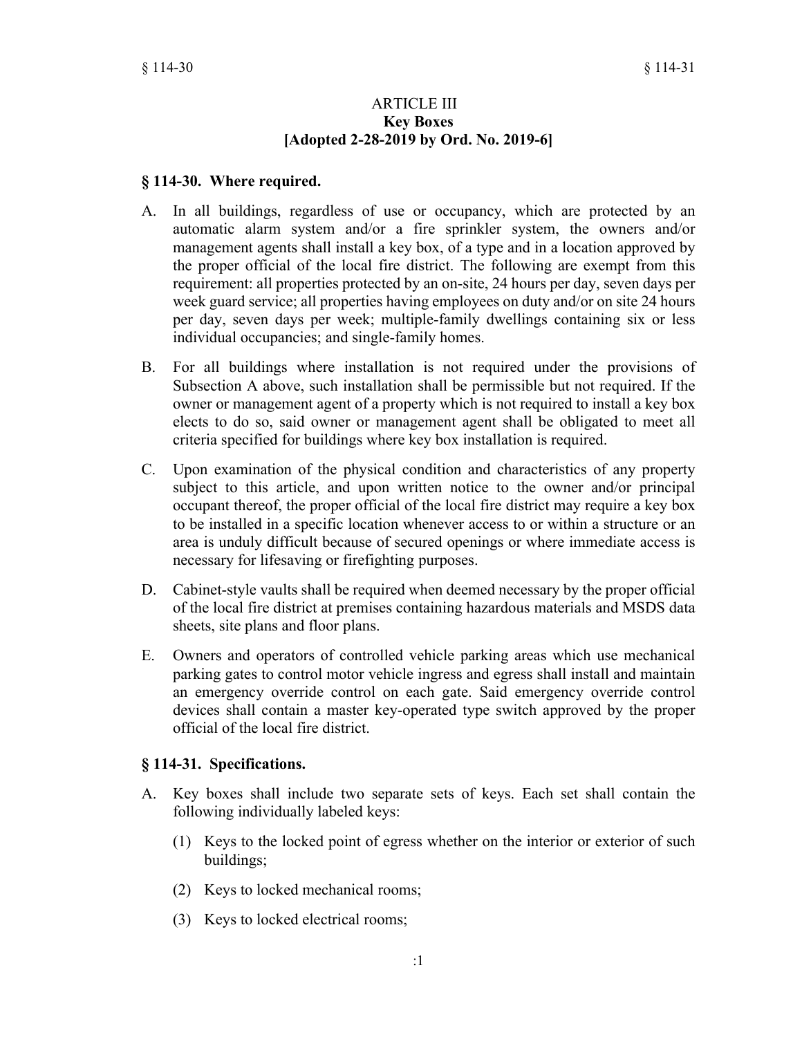# ARTICLE III
## Key Boxes
## [Adopted 2-28-2019 by Ord. No. 2019-6]

### § 114-30. Where required.

A. In all buildings, regardless of use or occupancy, which are protected by an automatic alarm system and/or a fire sprinkler system, the owners and/or management agents shall install a key box, of a type and in a location approved by the proper official of the local fire district. The following are exempt from this requirement: all properties protected by an on-site, 24 hours per day, seven days per week guard service; all properties having employees on duty and/or on site 24 hours per day, seven days per week; multiple-family dwellings containing six or less individual occupancies; and single-family homes.

B. For all buildings where installation is not required under the provisions of Subsection A above, such installation shall be permissible but not required. If the owner or management agent of a property which is not required to install a key box elects to do so, said owner or management agent shall be obligated to meet all criteria specified for buildings where key box installation is required.

C. Upon examination of the physical condition and characteristics of any property subject to this article, and upon written notice to the owner and/or principal occupant thereof, the proper official of the local fire district may require a key box to be installed in a specific location whenever access to or within a structure or an area is unduly difficult because of secured openings or where immediate access is necessary for lifesaving or firefighting purposes.

D. Cabinet-style vaults shall be required when deemed necessary by the proper official of the local fire district at premises containing hazardous materials and MSDS data sheets, site plans and floor plans.

E. Owners and operators of controlled vehicle parking areas which use mechanical parking gates to control motor vehicle ingress and egress shall install and maintain an emergency override control on each gate. Said emergency override control devices shall contain a master key-operated type switch approved by the proper official of the local fire district.

### § 114-31. Specifications.

A. Key boxes shall include two separate sets of keys. Each set shall contain the following individually labeled keys:

   (1) Keys to the locked point of egress whether on the interior or exterior of such buildings;

   (2) Keys to locked mechanical rooms;

   (3) Keys to locked electrical rooms;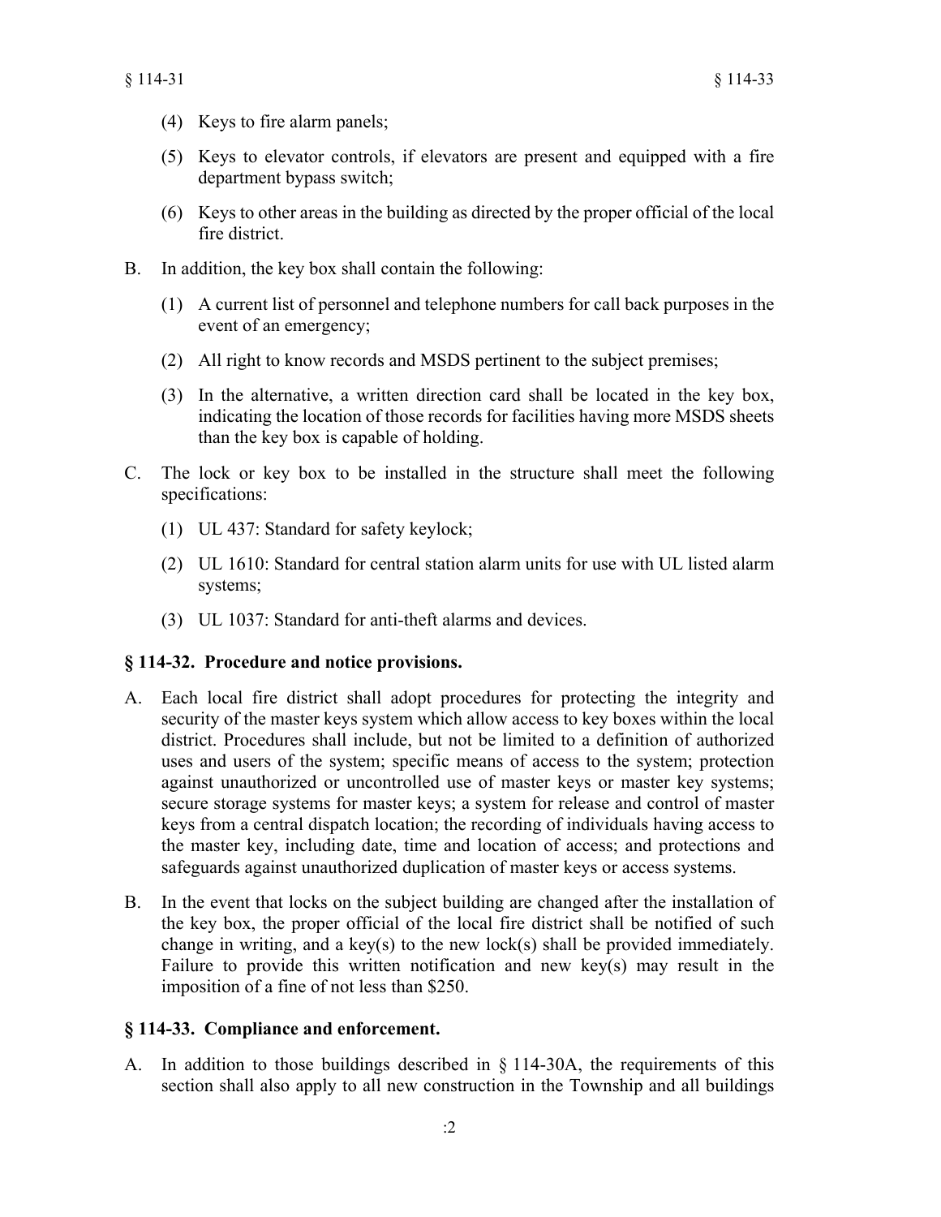(4) Keys to fire alarm panels;

(5) Keys to elevator controls, if elevators are present and equipped with a fire department bypass switch;

(6) Keys to other areas in the building as directed by the proper official of the local fire district.

B. In addition, the key box shall contain the following:

(1) A current list of personnel and telephone numbers for call back purposes in the event of an emergency;

(2) All right to know records and MSDS pertinent to the subject premises;

(3) In the alternative, a written direction card shall be located in the key box, indicating the location of those records for facilities having more MSDS sheets than the key box is capable of holding.

C. The lock or key box to be installed in the structure shall meet the following specifications:

(1) UL 437: Standard for safety keylock;

(2) UL 1610: Standard for central station alarm units for use with UL listed alarm systems;

(3) UL 1037: Standard for anti-theft alarms and devices.

### § 114-32. Procedure and notice provisions.

A. Each local fire district shall adopt procedures for protecting the integrity and security of the master keys system which allow access to key boxes within the local district. Procedures shall include, but not be limited to a definition of authorized uses and users of the system; specific means of access to the system; protection against unauthorized or uncontrolled use of master keys or master key systems; secure storage systems for master keys; a system for release and control of master keys from a central dispatch location; the recording of individuals having access to the master key, including date, time and location of access; and protections and safeguards against unauthorized duplication of master keys or access systems.

B. In the event that locks on the subject building are changed after the installation of the key box, the proper official of the local fire district shall be notified of such change in writing, and a key(s) to the new lock(s) shall be provided immediately. Failure to provide this written notification and new key(s) may result in the imposition of a fine of not less than $250.

### § 114-33. Compliance and enforcement.

A. In addition to those buildings described in § 114-30A, the requirements of this section shall also apply to all new construction in the Township and all buildings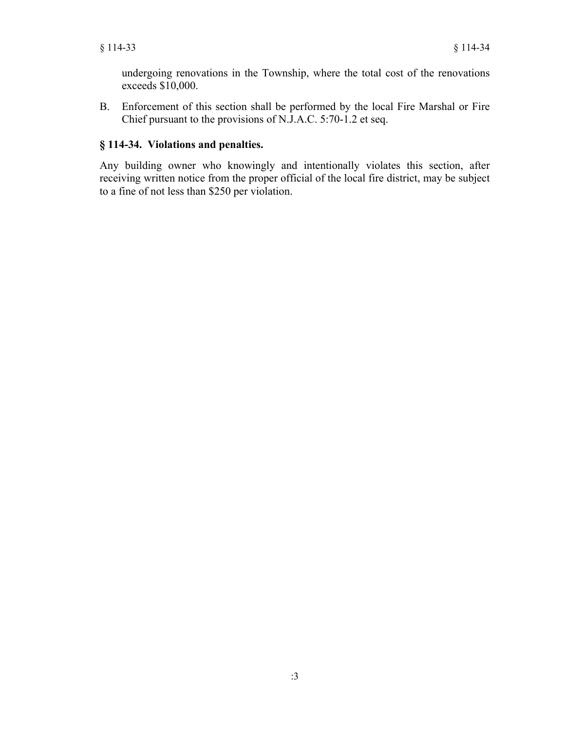undergoing renovations in the Township, where the total cost of the renovations exceeds $10,000.

B. Enforcement of this section shall be performed by the local Fire Marshal or Fire Chief pursuant to the provisions of N.J.A.C. 5:70-1.2 et seq.

### § 114-34. Violations and penalties.

Any building owner who knowingly and intentionally violates this section, after receiving written notice from the proper official of the local fire district, may be subject to a fine of not less than $250 per violation.